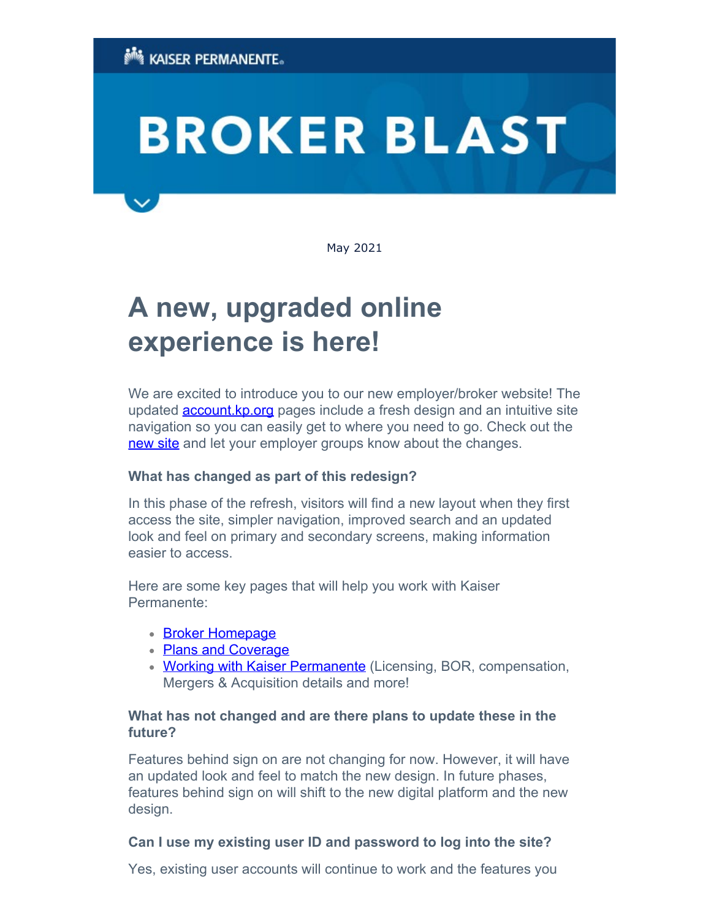KAISER PERMANENTE.

# BROKER BLAST

May 2021

# A new, upgraded online experience is here!

We are excited to introduce you to our new employer/broker website! The updated account.kp.org pages include a fresh design and an intuitive site navigation so you can easily get to where you need to go. Check out the new site and let your employer groups know about the changes.

**What has changed as part of this redesign?**

In this phase of the refresh, visitors will find a new layout when they first access the site, simpler navigation, improved search and an updated look and feel on primary and secondary screens, making information easier to access.

Here are some key pages that will help you work with Kaiser Permanente:

- Broker Homepage
- Plans and Coverage
- Working with Kaiser Permanente (Licensing, BOR, compensation, Mergers & Acquisition details and more!

**What has not changed and are there plans to update these in the future?**

Features behind sign on are not changing for now. However, it will have an updated look and feel to match the new design. In future phases, features behind sign on will shift to the new digital platform and the new design.

**Can I use my existing user ID and password to log into the site?**

Yes, existing user accounts will continue to work and the features you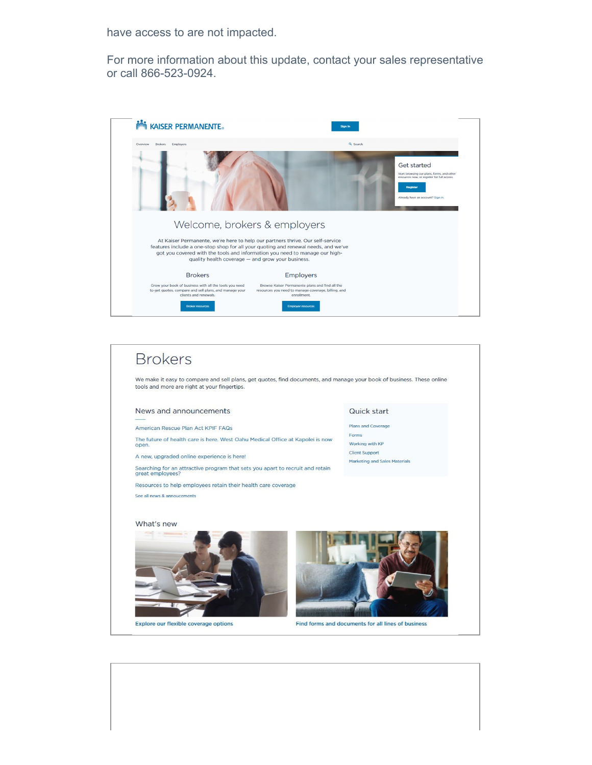have access to are not impacted.

For more information about this update, contact your sales representative or call 866-523-0924.

KAISER PERMANENTE

Sign In

Overview Brokers Employers

Search

Get started

Start browsing our plans, forms, and other resources now, or register for full access.

Register

Already have an account? Sign in.

Welcome, brokers & employers

At Kaiser Permanente, we're here to help our partners thrive. Our self-service features include a one-stop shop for all your quoting and renewal needs, and we've got you covered with the tools and information you need to manage our high-quality health coverage — and grow your business.

Brokers

Grow your book of business with all the tools you need to get quotes, compare and sell plans, and manage your clients and renewals.

Broker resources

Employers

Browse Kaiser Permanente plans and find all the resources you need to manage coverage, billing, and enrollment.

Employer resources

# Brokers

We make it easy to compare and sell plans, get quotes, find documents, and manage your book of business. These online tools and more are right at your fingertips.

## News and announcements

American Rescue Plan Act KPIF FAQs

The future of health care is here. West Oahu Medical Office at Kapolei is now open.

A new, upgraded online experience is here!

Searching for an attractive program that sets you apart to recruit and retain great employees?

Resources to help employees retain their health care coverage

See all news & annoucements

## Quick start

Plans and Coverage

Forms

Working with KP

Client Support

Marketing and Sales Materials

## What's new

Explore our flexible coverage options

Find forms and documents for all lines of business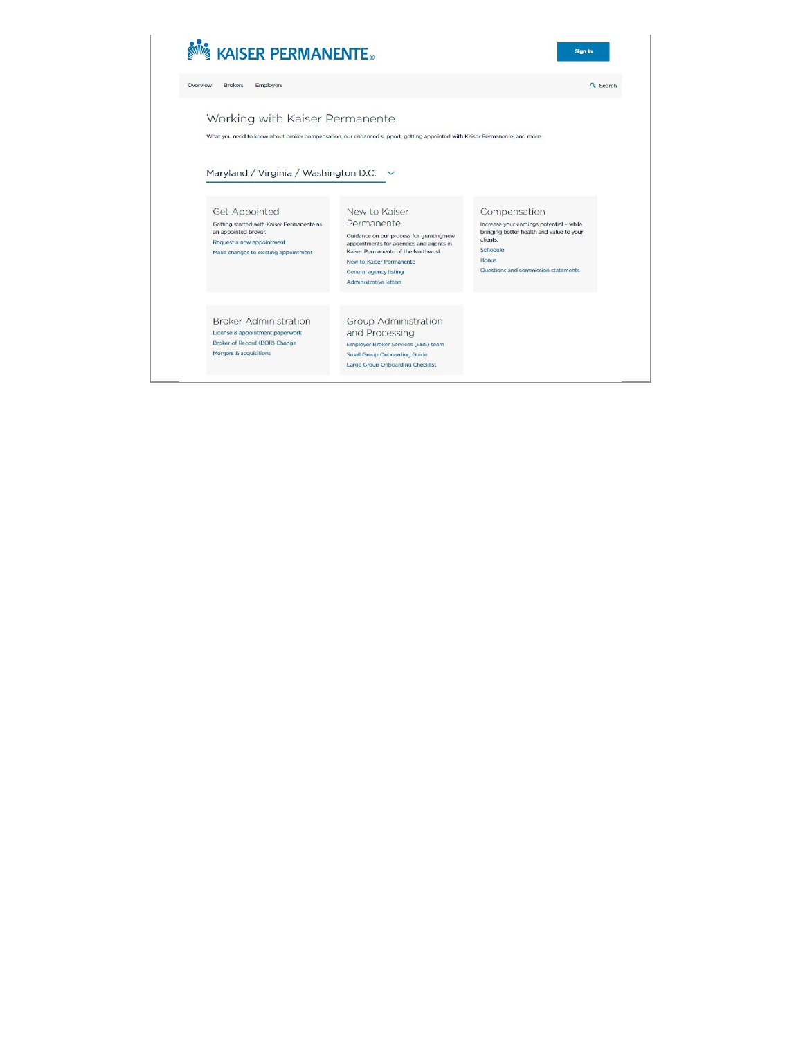KAISER PERMANENTE®

Sign In

Overview Brokers Employers

Search

# Working with Kaiser Permanente

What you need to know about broker compensation, our enhanced support, getting appointed with Kaiser Permanente, and more.

Maryland / Virginia / Washington D.C.

## Get Appointed

Getting started with Kaiser Permanente as an appointed broker.

- Request a new appointment
- Make changes to existing appointment

## New to Kaiser Permanente

Guidance on our process for granting new appointments for agencies and agents in Kaiser Permanente of the Northwest.

- New to Kaiser Permanente
- General agency listing
- Administrative letters

## Compensation

Increase your earnings potential – while bringing better health and value to your clients.

- Schedule
- Bonus
- Questions and commission statements

## Broker Administration

- License & appointment paperwork
- Broker of Record (BOR) Change
- Mergers & acquisitions

## Group Administration and Processing

- Employer Broker Services (EBS) team
- Small Group Onboarding Guide
- Large Group Onboarding Checklist